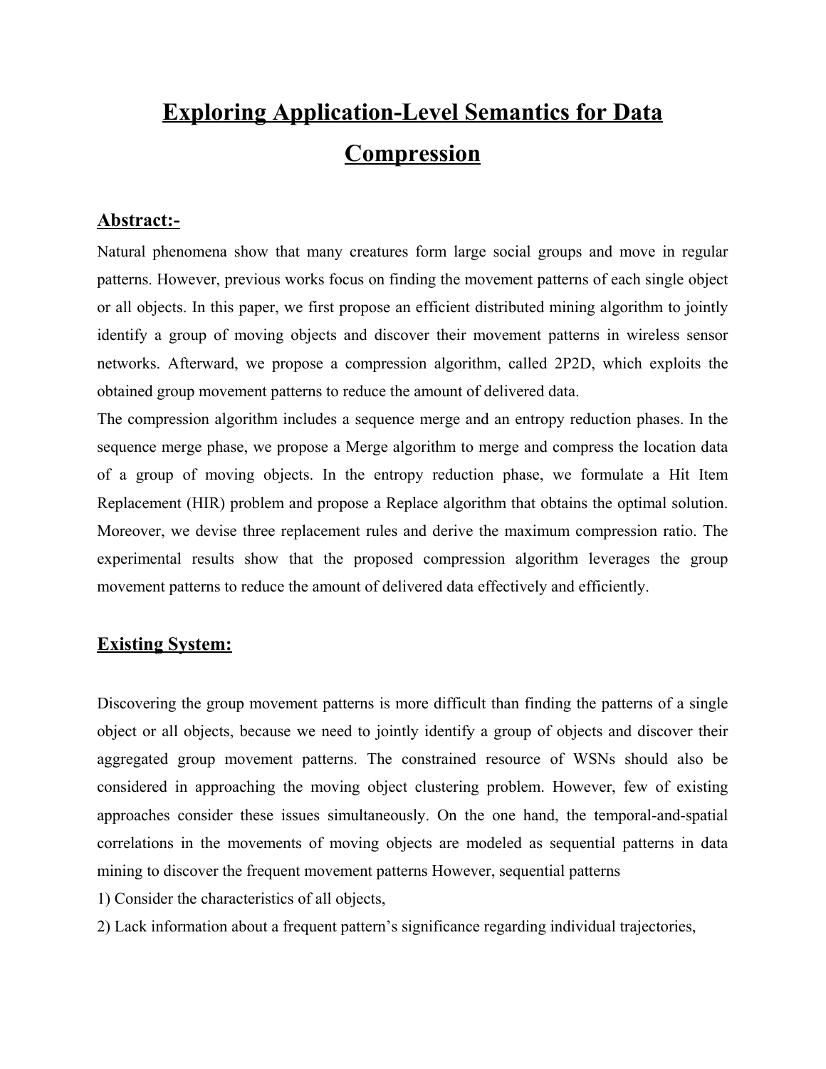# Exploring Application-Level Semantics for Data Compression

## Abstract:-

Natural phenomena show that many creatures form large social groups and move in regular patterns. However, previous works focus on finding the movement patterns of each single object or all objects. In this paper, we first propose an efficient distributed mining algorithm to jointly identify a group of moving objects and discover their movement patterns in wireless sensor networks. Afterward, we propose a compression algorithm, called 2P2D, which exploits the obtained group movement patterns to reduce the amount of delivered data.

The compression algorithm includes a sequence merge and an entropy reduction phases. In the sequence merge phase, we propose a Merge algorithm to merge and compress the location data of a group of moving objects. In the entropy reduction phase, we formulate a Hit Item Replacement (HIR) problem and propose a Replace algorithm that obtains the optimal solution. Moreover, we devise three replacement rules and derive the maximum compression ratio. The experimental results show that the proposed compression algorithm leverages the group movement patterns to reduce the amount of delivered data effectively and efficiently.

## Existing System:

Discovering the group movement patterns is more difficult than finding the patterns of a single object or all objects, because we need to jointly identify a group of objects and discover their aggregated group movement patterns. The constrained resource of WSNs should also be considered in approaching the moving object clustering problem. However, few of existing approaches consider these issues simultaneously. On the one hand, the temporal-and-spatial correlations in the movements of moving objects are modeled as sequential patterns in data mining to discover the frequent movement patterns However, sequential patterns

1) Consider the characteristics of all objects,

2) Lack information about a frequent pattern's significance regarding individual trajectories,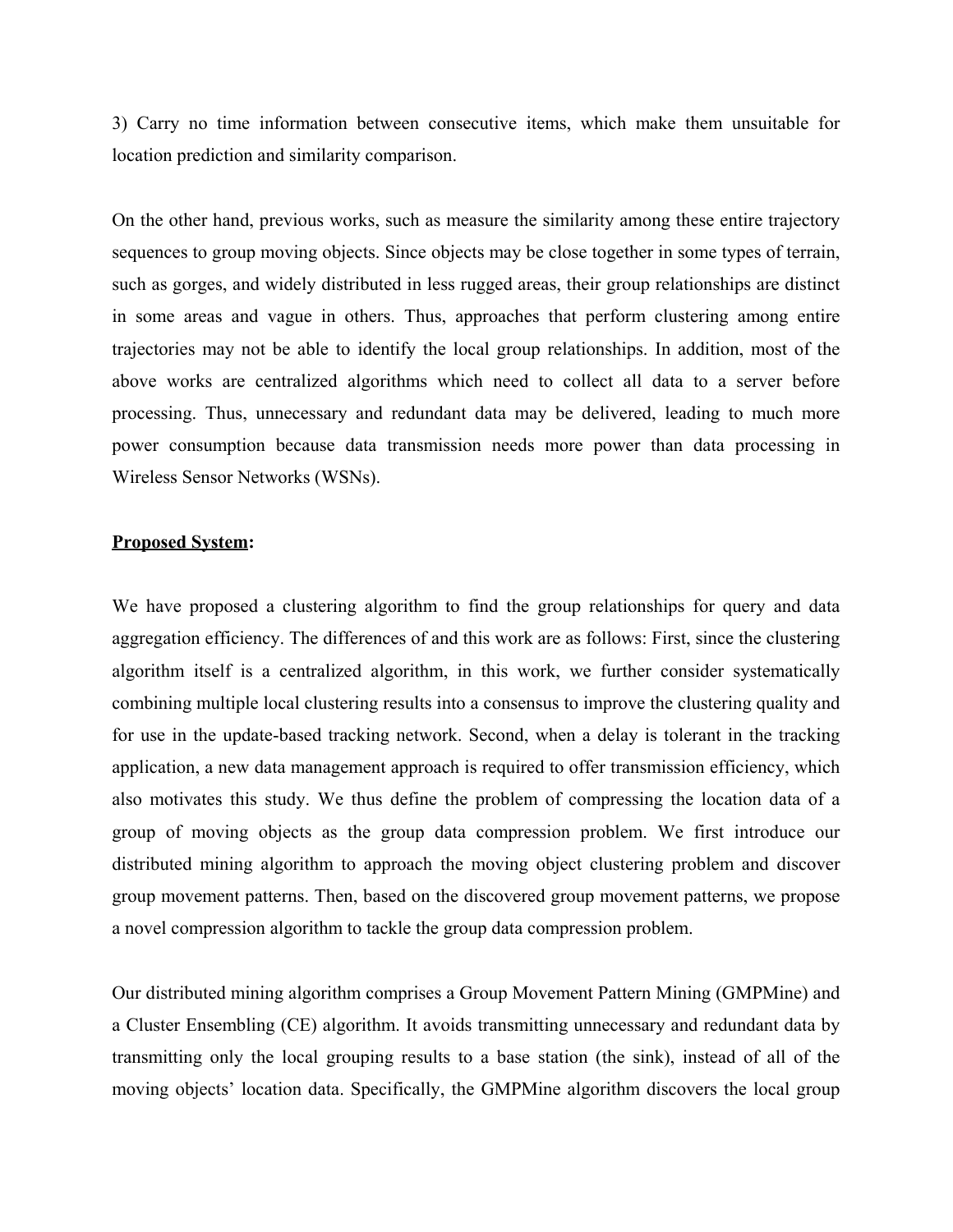3) Carry no time information between consecutive items, which make them unsuitable for location prediction and similarity comparison.

On the other hand, previous works, such as measure the similarity among these entire trajectory sequences to group moving objects. Since objects may be close together in some types of terrain, such as gorges, and widely distributed in less rugged areas, their group relationships are distinct in some areas and vague in others. Thus, approaches that perform clustering among entire trajectories may not be able to identify the local group relationships. In addition, most of the above works are centralized algorithms which need to collect all data to a server before processing. Thus, unnecessary and redundant data may be delivered, leading to much more power consumption because data transmission needs more power than data processing in Wireless Sensor Networks (WSNs).

**<u>Proposed System</u>:**

We have proposed a clustering algorithm to find the group relationships for query and data aggregation efficiency. The differences of and this work are as follows: First, since the clustering algorithm itself is a centralized algorithm, in this work, we further consider systematically combining multiple local clustering results into a consensus to improve the clustering quality and for use in the update-based tracking network. Second, when a delay is tolerant in the tracking application, a new data management approach is required to offer transmission efficiency, which also motivates this study. We thus define the problem of compressing the location data of a group of moving objects as the group data compression problem. We first introduce our distributed mining algorithm to approach the moving object clustering problem and discover group movement patterns. Then, based on the discovered group movement patterns, we propose a novel compression algorithm to tackle the group data compression problem.

Our distributed mining algorithm comprises a Group Movement Pattern Mining (GMPMine) and a Cluster Ensembling (CE) algorithm. It avoids transmitting unnecessary and redundant data by transmitting only the local grouping results to a base station (the sink), instead of all of the moving objects' location data. Specifically, the GMPMine algorithm discovers the local group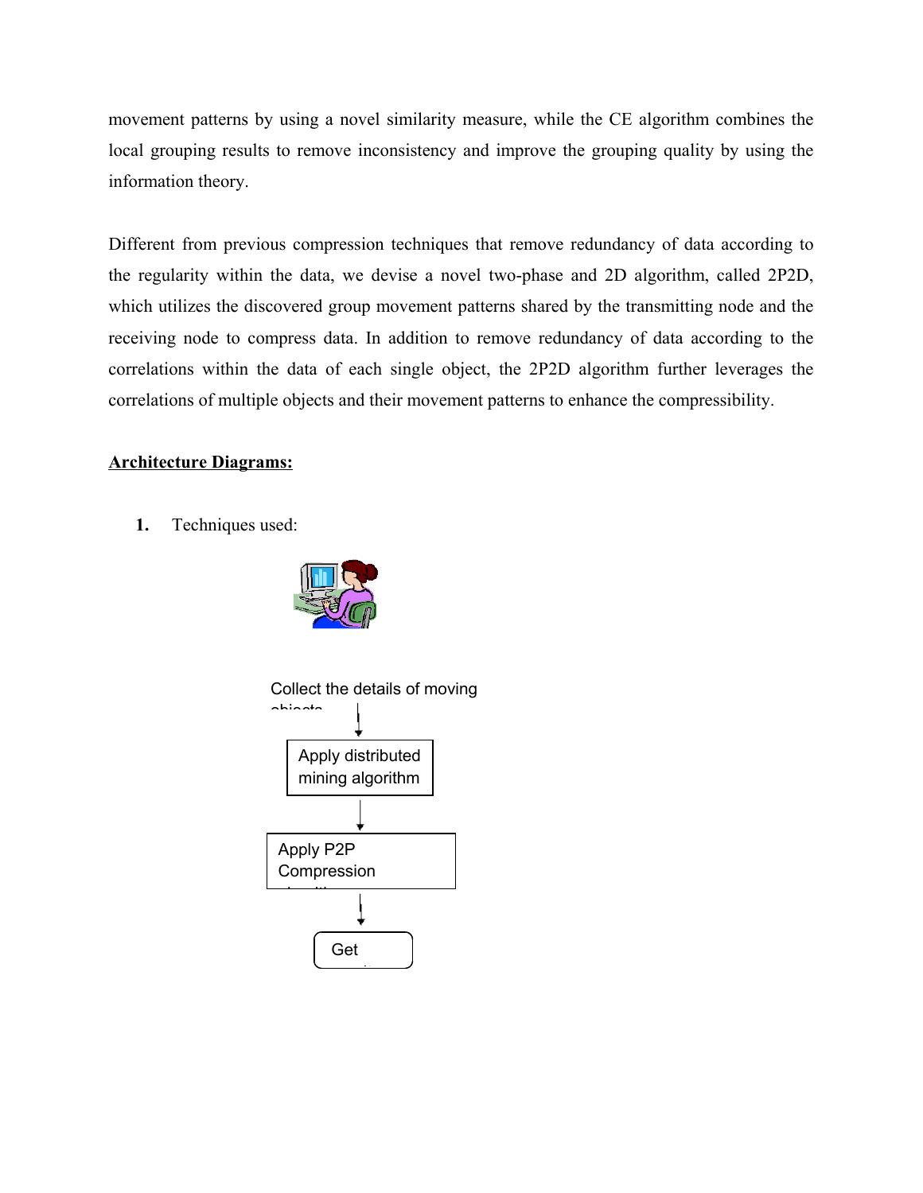movement patterns by using a novel similarity measure, while the CE algorithm combines the local grouping results to remove inconsistency and improve the grouping quality by using the information theory.

Different from previous compression techniques that remove redundancy of data according to the regularity within the data, we devise a novel two-phase and 2D algorithm, called 2P2D, which utilizes the discovered group movement patterns shared by the transmitting node and the receiving node to compress data. In addition to remove redundancy of data according to the correlations within the data of each single object, the 2P2D algorithm further leverages the correlations of multiple objects and their movement patterns to enhance the compressibility.

**Architecture Diagrams:**

1. Techniques used:

Collect the details of moving objects

↓

Apply distributed mining algorithm

↓

Apply P2P Compression algorithm

↓

Get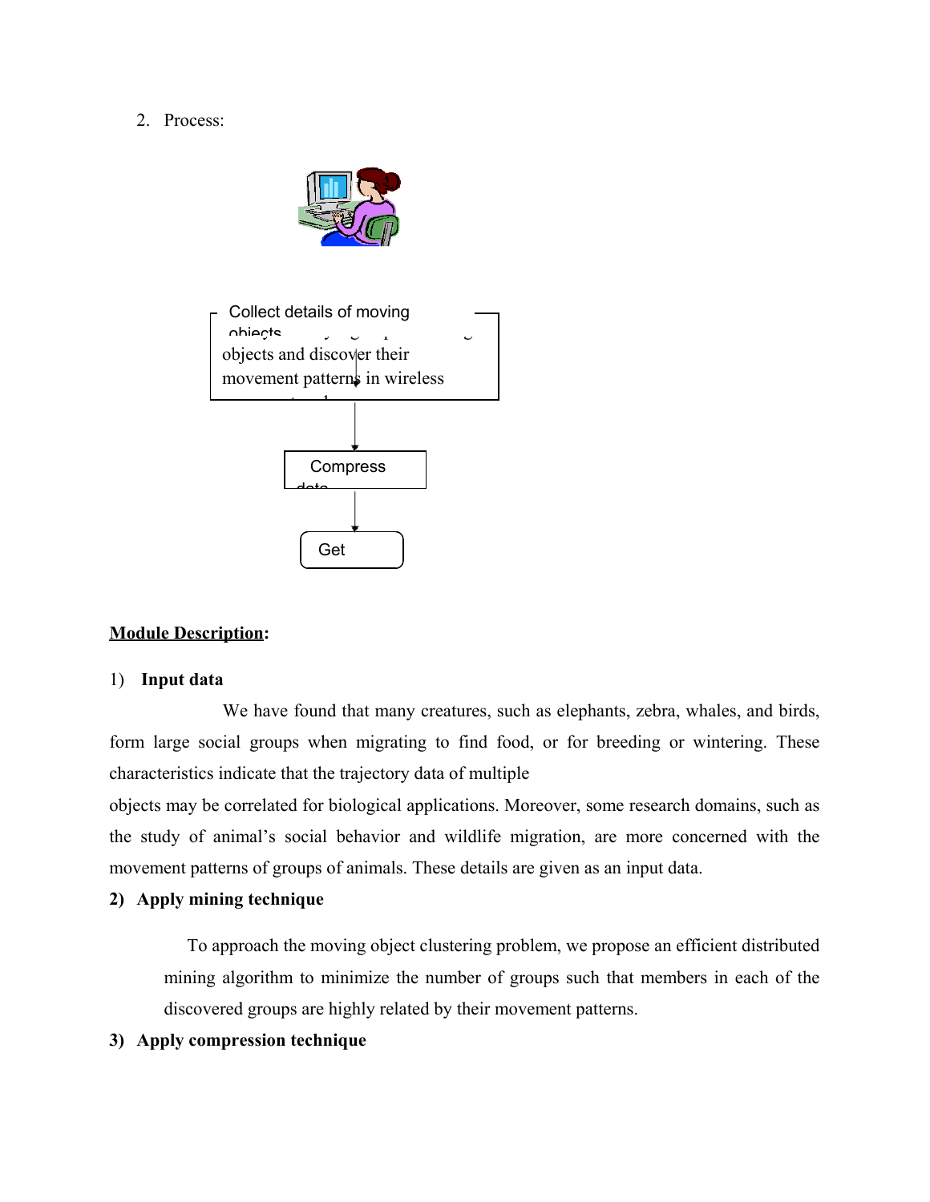2. Process:

Collect details of moving objects

objects and discover their movement patterns in wireless

Compress data

Get

**Module Description:**

1) **Input data**

We have found that many creatures, such as elephants, zebra, whales, and birds, form large social groups when migrating to find food, or for breeding or wintering. These characteristics indicate that the trajectory data of multiple objects may be correlated for biological applications. Moreover, some research domains, such as the study of animal's social behavior and wildlife migration, are more concerned with the movement patterns of groups of animals. These details are given as an input data.

**2) Apply mining technique**

To approach the moving object clustering problem, we propose an efficient distributed mining algorithm to minimize the number of groups such that members in each of the discovered groups are highly related by their movement patterns.

**3) Apply compression technique**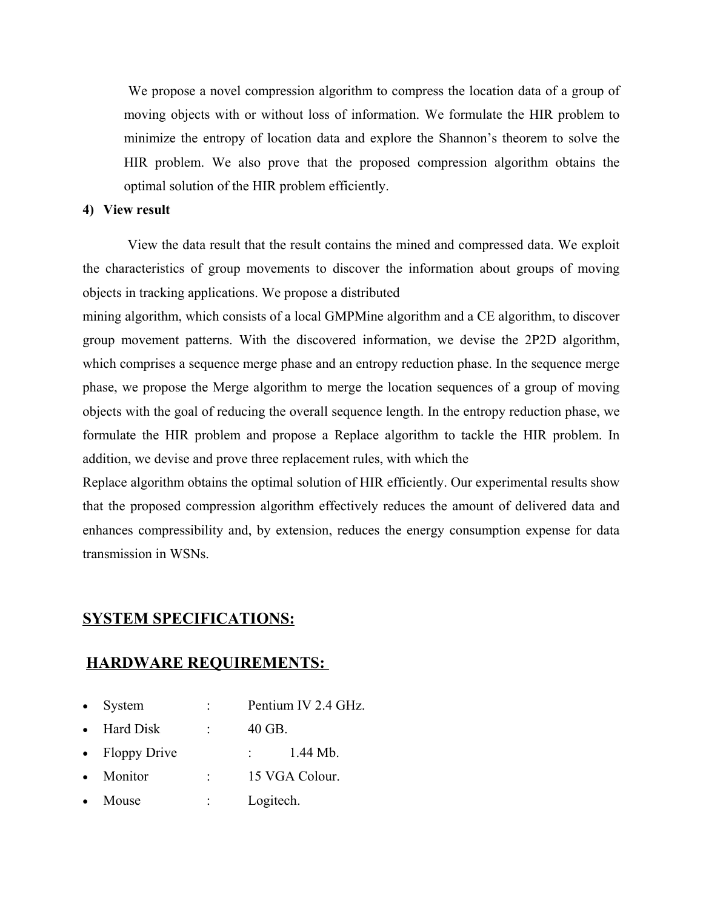We propose a novel compression algorithm to compress the location data of a group of moving objects with or without loss of information. We formulate the HIR problem to minimize the entropy of location data and explore the Shannon's theorem to solve the HIR problem. We also prove that the proposed compression algorithm obtains the optimal solution of the HIR problem efficiently.

**4) View result**

View the data result that the result contains the mined and compressed data. We exploit the characteristics of group movements to discover the information about groups of moving objects in tracking applications. We propose a distributed mining algorithm, which consists of a local GMPMine algorithm and a CE algorithm, to discover group movement patterns. With the discovered information, we devise the 2P2D algorithm, which comprises a sequence merge phase and an entropy reduction phase. In the sequence merge phase, we propose the Merge algorithm to merge the location sequences of a group of moving objects with the goal of reducing the overall sequence length. In the entropy reduction phase, we formulate the HIR problem and propose a Replace algorithm to tackle the HIR problem. In addition, we devise and prove three replacement rules, with which the Replace algorithm obtains the optimal solution of HIR efficiently. Our experimental results show that the proposed compression algorithm effectively reduces the amount of delivered data and enhances compressibility and, by extension, reduces the energy consumption expense for data transmission in WSNs.

## SYSTEM SPECIFICATIONS:

### HARDWARE REQUIREMENTS:

- System : Pentium IV 2.4 GHz.
- Hard Disk : 40 GB.
- Floppy Drive : 1.44 Mb.
- Monitor : 15 VGA Colour.
- Mouse : Logitech.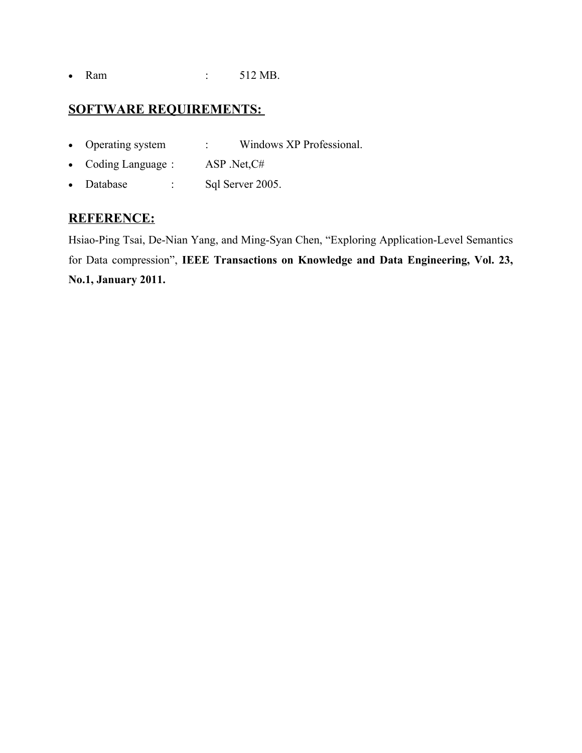- Ram : 512 MB.

## SOFTWARE REQUIREMENTS:

- Operating system : Windows XP Professional.
- Coding Language : ASP .Net,C#
- Database : Sql Server 2005.

## REFERENCE:

Hsiao-Ping Tsai, De-Nian Yang, and Ming-Syan Chen, "Exploring Application-Level Semantics for Data compression", **IEEE Transactions on Knowledge and Data Engineering, Vol. 23, No.1, January 2011.**